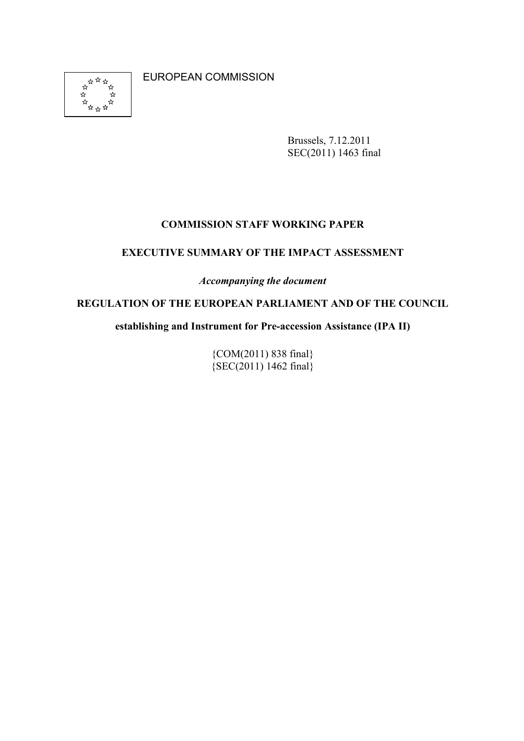EUROPEAN COMMISSION

Brussels, 7.12.2011
SEC(2011) 1463 final

**COMMISSION STAFF WORKING PAPER**

**EXECUTIVE SUMMARY OF THE IMPACT ASSESSMENT**

***Accompanying the document***

**REGULATION OF THE EUROPEAN PARLIAMENT AND OF THE COUNCIL**

**establishing and Instrument for Pre-accession Assistance (IPA II)**

{COM(2011) 838 final}
{SEC(2011) 1462 final}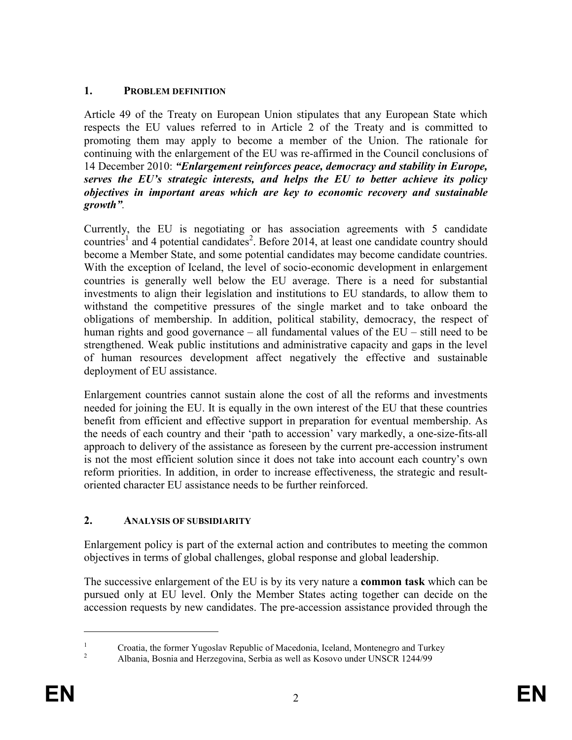## 1. PROBLEM DEFINITION

Article 49 of the Treaty on European Union stipulates that any European State which respects the EU values referred to in Article 2 of the Treaty and is committed to promoting them may apply to become a member of the Union. The rationale for continuing with the enlargement of the EU was re-affirmed in the Council conclusions of 14 December 2010: ***"Enlargement reinforces peace, democracy and stability in Europe, serves the EU's strategic interests, and helps the EU to better achieve its policy objectives in important areas which are key to economic recovery and sustainable growth"***.

Currently, the EU is negotiating or has association agreements with 5 candidate countries[1] and 4 potential candidates[2]. Before 2014, at least one candidate country should become a Member State, and some potential candidates may become candidate countries. With the exception of Iceland, the level of socio-economic development in enlargement countries is generally well below the EU average. There is a need for substantial investments to align their legislation and institutions to EU standards, to allow them to withstand the competitive pressures of the single market and to take onboard the obligations of membership. In addition, political stability, democracy, the respect of human rights and good governance – all fundamental values of the EU – still need to be strengthened. Weak public institutions and administrative capacity and gaps in the level of human resources development affect negatively the effective and sustainable deployment of EU assistance.

Enlargement countries cannot sustain alone the cost of all the reforms and investments needed for joining the EU. It is equally in the own interest of the EU that these countries benefit from efficient and effective support in preparation for eventual membership. As the needs of each country and their 'path to accession' vary markedly, a one-size-fits-all approach to delivery of the assistance as foreseen by the current pre-accession instrument is not the most efficient solution since it does not take into account each country's own reform priorities. In addition, in order to increase effectiveness, the strategic and result-oriented character EU assistance needs to be further reinforced.

## 2. ANALYSIS OF SUBSIDIARITY

Enlargement policy is part of the external action and contributes to meeting the common objectives in terms of global challenges, global response and global leadership.

The successive enlargement of the EU is by its very nature a **common task** which can be pursued only at EU level. Only the Member States acting together can decide on the accession requests by new candidates. The pre-accession assistance provided through the

---

[1] Croatia, the former Yugoslav Republic of Macedonia, Iceland, Montenegro and Turkey

[2] Albania, Bosnia and Herzegovina, Serbia as well as Kosovo under UNSCR 1244/99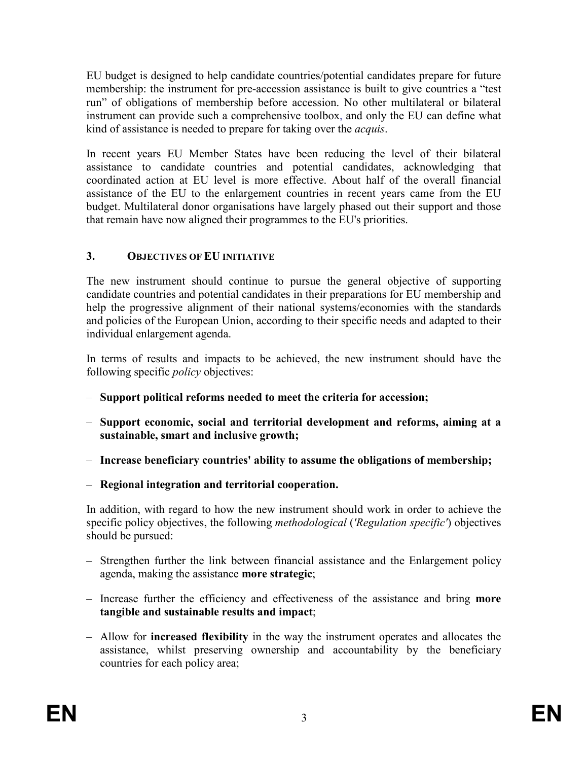EU budget is designed to help candidate countries/potential candidates prepare for future membership: the instrument for pre-accession assistance is built to give countries a "test run" of obligations of membership before accession. No other multilateral or bilateral instrument can provide such a comprehensive toolbox, and only the EU can define what kind of assistance is needed to prepare for taking over the *acquis*.

In recent years EU Member States have been reducing the level of their bilateral assistance to candidate countries and potential candidates, acknowledging that coordinated action at EU level is more effective. About half of the overall financial assistance of the EU to the enlargement countries in recent years came from the EU budget. Multilateral donor organisations have largely phased out their support and those that remain have now aligned their programmes to the EU's priorities.

## 3. OBJECTIVES OF EU INITIATIVE

The new instrument should continue to pursue the general objective of supporting candidate countries and potential candidates in their preparations for EU membership and help the progressive alignment of their national systems/economies with the standards and policies of the European Union, according to their specific needs and adapted to their individual enlargement agenda.

In terms of results and impacts to be achieved, the new instrument should have the following specific *policy* objectives:

- **Support political reforms needed to meet the criteria for accession;**
- **Support economic, social and territorial development and reforms, aiming at a sustainable, smart and inclusive growth;**
- **Increase beneficiary countries' ability to assume the obligations of membership;**
- **Regional integration and territorial cooperation.**

In addition, with regard to how the new instrument should work in order to achieve the specific policy objectives, the following *methodological* (*'Regulation specific'*) objectives should be pursued:

- Strengthen further the link between financial assistance and the Enlargement policy agenda, making the assistance **more strategic**;
- Increase further the efficiency and effectiveness of the assistance and bring **more tangible and sustainable results and impact**;
- Allow for **increased flexibility** in the way the instrument operates and allocates the assistance, whilst preserving ownership and accountability by the beneficiary countries for each policy area;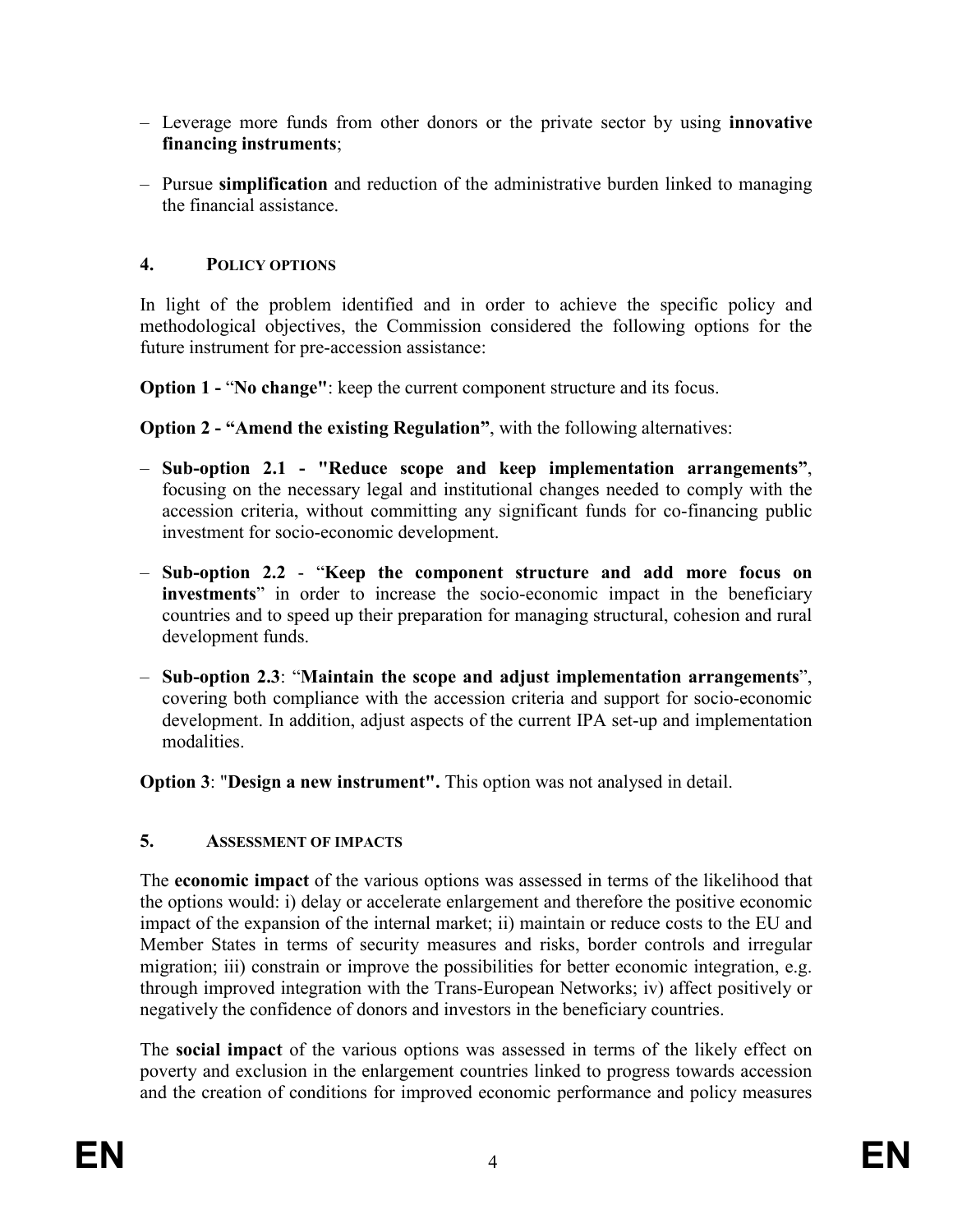– Leverage more funds from other donors or the private sector by using **innovative financing instruments**;

– Pursue **simplification** and reduction of the administrative burden linked to managing the financial assistance.

## 4. POLICY OPTIONS

In light of the problem identified and in order to achieve the specific policy and methodological objectives, the Commission considered the following options for the future instrument for pre-accession assistance:

**Option 1 -** "**No change"**: keep the current component structure and its focus.

**Option 2 - "Amend the existing Regulation"**, with the following alternatives:

– **Sub-option 2.1 - "Reduce scope and keep implementation arrangements"**, focusing on the necessary legal and institutional changes needed to comply with the accession criteria, without committing any significant funds for co-financing public investment for socio-economic development.

– **Sub-option 2.2** - "**Keep the component structure and add more focus on investments**" in order to increase the socio-economic impact in the beneficiary countries and to speed up their preparation for managing structural, cohesion and rural development funds.

– **Sub-option 2.3**: "**Maintain the scope and adjust implementation arrangements**", covering both compliance with the accession criteria and support for socio-economic development. In addition, adjust aspects of the current IPA set-up and implementation modalities.

**Option 3**: "**Design a new instrument".** This option was not analysed in detail.

## 5. ASSESSMENT OF IMPACTS

The **economic impact** of the various options was assessed in terms of the likelihood that the options would: i) delay or accelerate enlargement and therefore the positive economic impact of the expansion of the internal market; ii) maintain or reduce costs to the EU and Member States in terms of security measures and risks, border controls and irregular migration; iii) constrain or improve the possibilities for better economic integration, e.g. through improved integration with the Trans-European Networks; iv) affect positively or negatively the confidence of donors and investors in the beneficiary countries.

The **social impact** of the various options was assessed in terms of the likely effect on poverty and exclusion in the enlargement countries linked to progress towards accession and the creation of conditions for improved economic performance and policy measures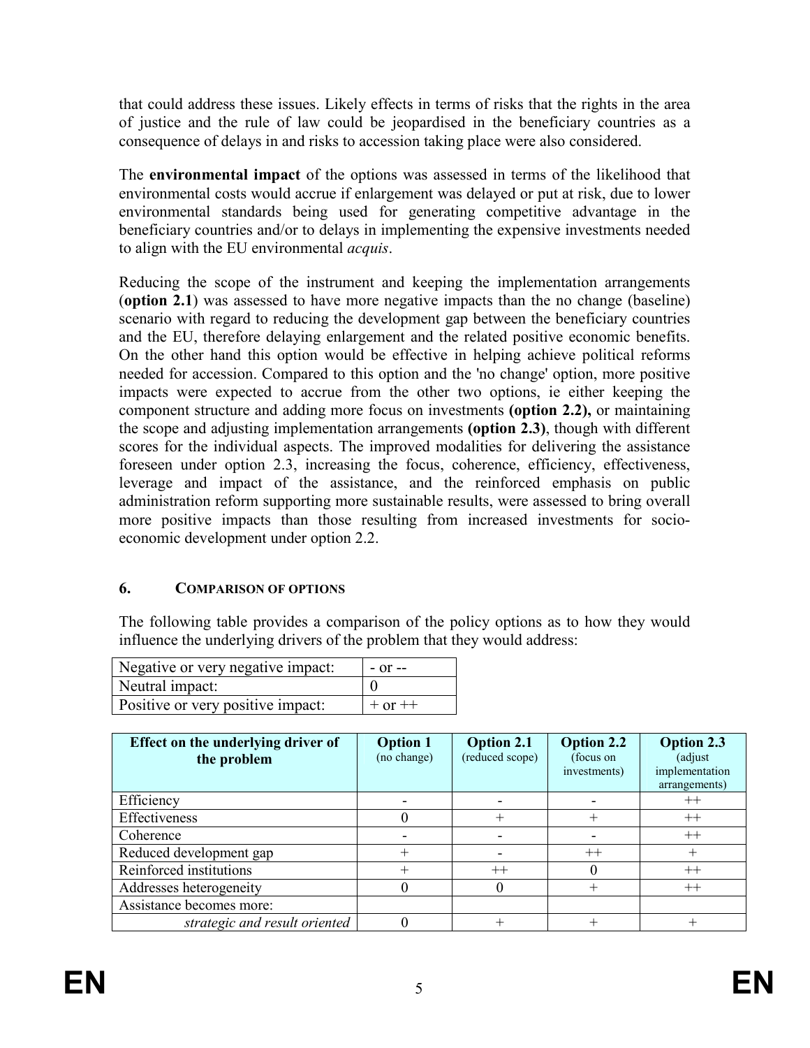that could address these issues. Likely effects in terms of risks that the rights in the area of justice and the rule of law could be jeopardised in the beneficiary countries as a consequence of delays in and risks to accession taking place were also considered.

The **environmental impact** of the options was assessed in terms of the likelihood that environmental costs would accrue if enlargement was delayed or put at risk, due to lower environmental standards being used for generating competitive advantage in the beneficiary countries and/or to delays in implementing the expensive investments needed to align with the EU environmental *acquis*.

Reducing the scope of the instrument and keeping the implementation arrangements (**option 2.1**) was assessed to have more negative impacts than the no change (baseline) scenario with regard to reducing the development gap between the beneficiary countries and the EU, therefore delaying enlargement and the related positive economic benefits. On the other hand this option would be effective in helping achieve political reforms needed for accession. Compared to this option and the 'no change' option, more positive impacts were expected to accrue from the other two options, ie either keeping the component structure and adding more focus on investments **(option 2.2),** or maintaining the scope and adjusting implementation arrangements **(option 2.3)**, though with different scores for the individual aspects. The improved modalities for delivering the assistance foreseen under option 2.3, increasing the focus, coherence, efficiency, effectiveness, leverage and impact of the assistance, and the reinforced emphasis on public administration reform supporting more sustainable results, were assessed to bring overall more positive impacts than those resulting from increased investments for socio-economic development under option 2.2.

## 6. COMPARISON OF OPTIONS

The following table provides a comparison of the policy options as to how they would influence the underlying drivers of the problem that they would address:

| | |
|---|---|
| Negative or very negative impact: | - or -- |
| Neutral impact: | 0 |
| Positive or very positive impact: | + or ++ |

| Effect on the underlying driver of the problem | Option 1 (no change) | Option 2.1 (reduced scope) | Option 2.2 (focus on investments) | Option 2.3 (adjust implementation arrangements) |
|---|---|---|---|---|
| Efficiency | - | - | - | ++ |
| Effectiveness | 0 | + | + | ++ |
| Coherence | - | - | - | ++ |
| Reduced development gap | + | - | ++ | + |
| Reinforced institutions | + | ++ | 0 | ++ |
| Addresses heterogeneity | 0 | 0 | + | ++ |
| Assistance becomes more: | | | | |
| *strategic and result oriented* | 0 | + | + | + |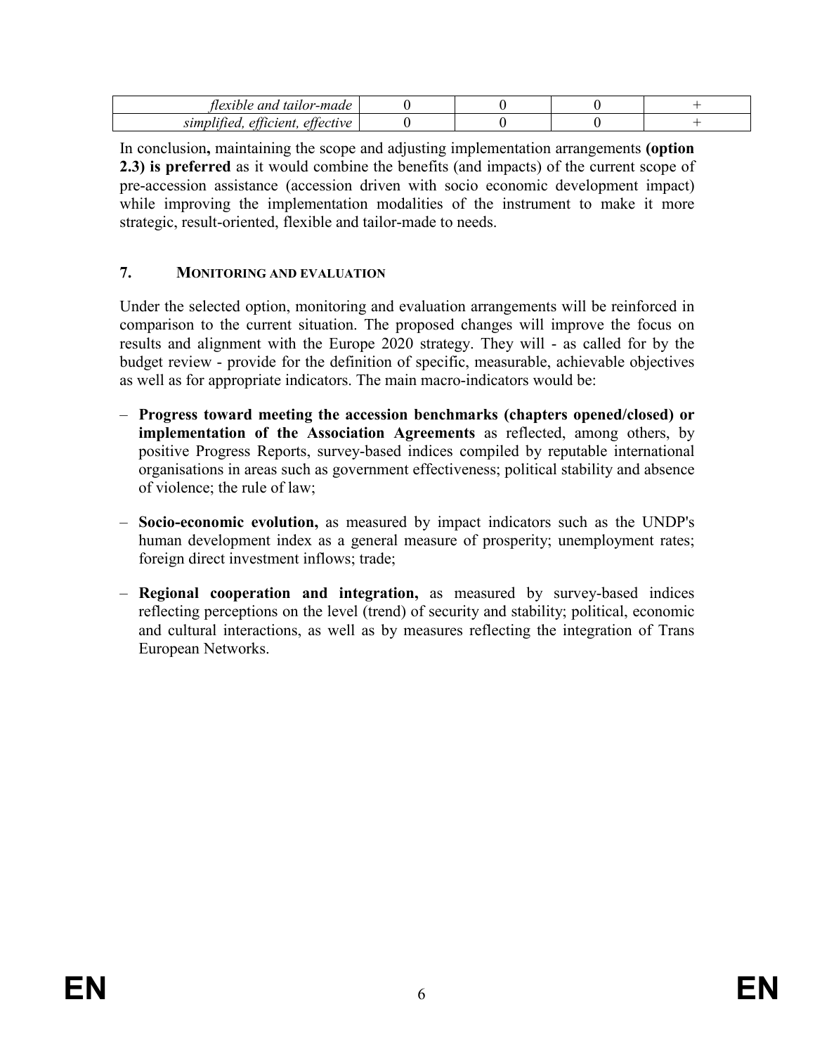| | | | | |
|---|---|---|---|---|
| *flexible and tailor-made* | 0 | 0 | 0 | + |
| *simplified, efficient, effective* | 0 | 0 | 0 | + |

In conclusion**,** maintaining the scope and adjusting implementation arrangements **(option 2.3) is preferred** as it would combine the benefits (and impacts) of the current scope of pre-accession assistance (accession driven with socio economic development impact) while improving the implementation modalities of the instrument to make it more strategic, result-oriented, flexible and tailor-made to needs.

## 7. MONITORING AND EVALUATION

Under the selected option, monitoring and evaluation arrangements will be reinforced in comparison to the current situation. The proposed changes will improve the focus on results and alignment with the Europe 2020 strategy. They will - as called for by the budget review - provide for the definition of specific, measurable, achievable objectives as well as for appropriate indicators. The main macro-indicators would be:

- **Progress toward meeting the accession benchmarks (chapters opened/closed) or implementation of the Association Agreements** as reflected, among others, by positive Progress Reports, survey-based indices compiled by reputable international organisations in areas such as government effectiveness; political stability and absence of violence; the rule of law;
- **Socio-economic evolution,** as measured by impact indicators such as the UNDP's human development index as a general measure of prosperity; unemployment rates; foreign direct investment inflows; trade;
- **Regional cooperation and integration,** as measured by survey-based indices reflecting perceptions on the level (trend) of security and stability; political, economic and cultural interactions, as well as by measures reflecting the integration of Trans European Networks.